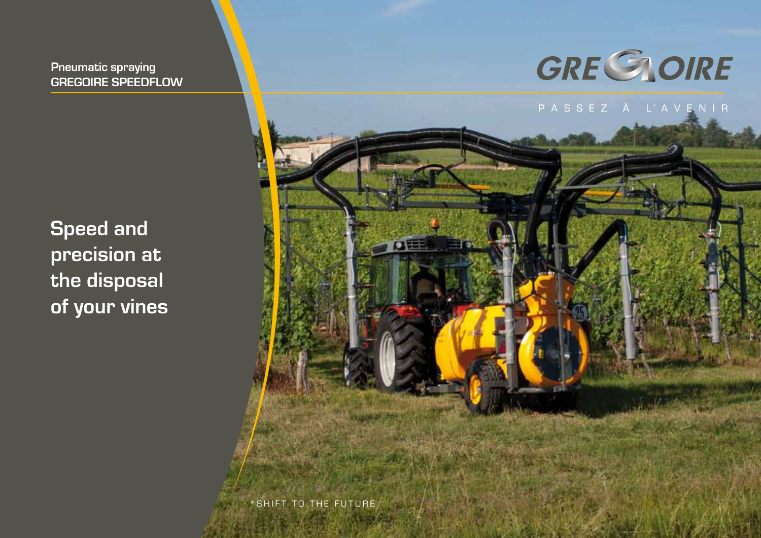Pneumatic spraying
**GREGOIRE SPEEDFLOW**

GREGOIRE

PASSEZ À L'AVENIR

# Speed and precision at the disposal of your vines

*SHIFT TO THE FUTURE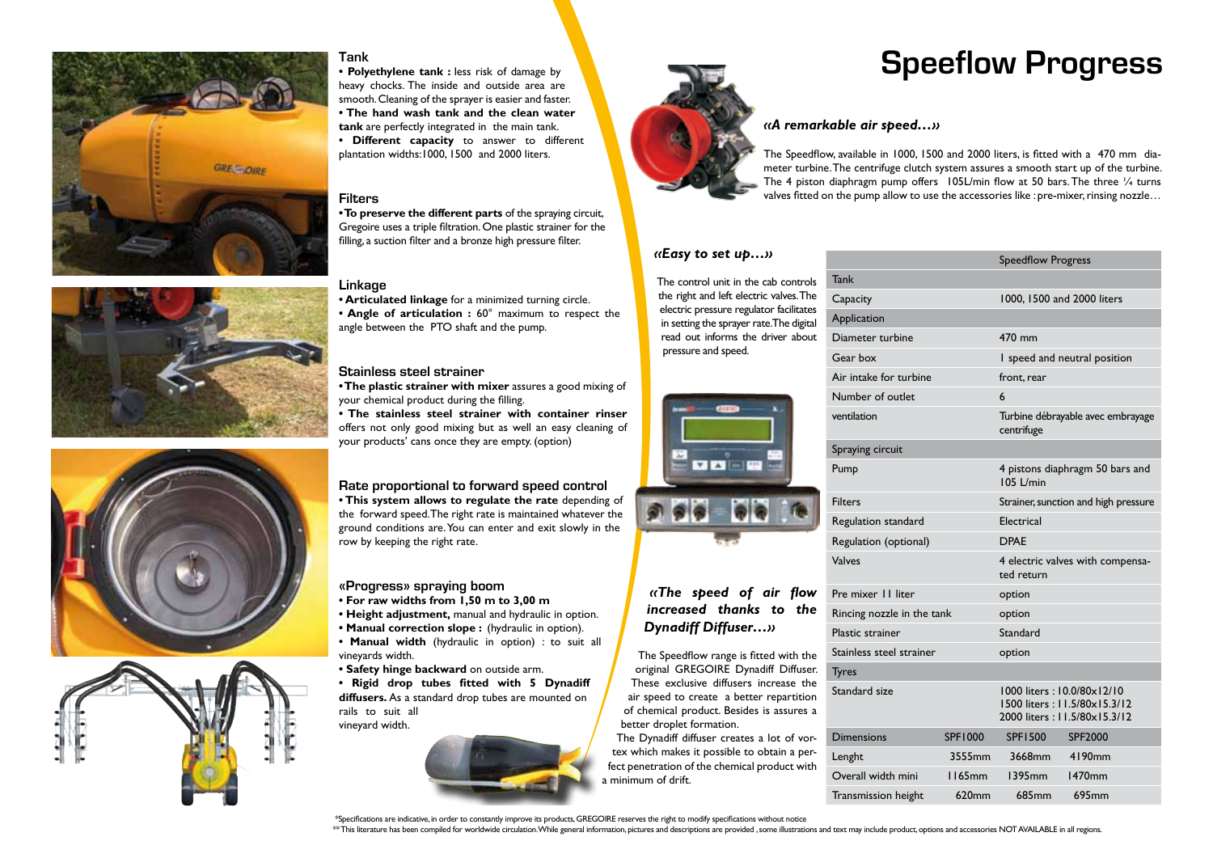# Speeflow Progress

## Tank

- **Polyethylene tank :** less risk of damage by heavy chocks. The inside and outside area are smooth. Cleaning of the sprayer is easier and faster.
- **The hand wash tank and the clean water tank** are perfectly integrated in the main tank.
- **Different capacity** to answer to different plantation widths:1000, 1500 and 2000 liters.

## Filters

- **To preserve the different parts** of the spraying circuit, Gregoire uses a triple filtration. One plastic strainer for the filling, a suction filter and a bronze high pressure filter.

## Linkage

- **Articulated linkage** for a minimized turning circle.
- **Angle of articulation :** 60° maximum to respect the angle between the PTO shaft and the pump.

## Stainless steel strainer

- **The plastic strainer with mixer** assures a good mixing of your chemical product during the filling.
- **The stainless steel strainer with container rinser** offers not only good mixing but as well an easy cleaning of your products' cans once they are empty. (option)

## Rate proportional to forward speed control

- **This system allows to regulate the rate** depending of the forward speed. The right rate is maintained whatever the ground conditions are. You can enter and exit slowly in the row by keeping the right rate.

## «Progress» spraying boom

- **For raw widths from 1,50 m to 3,00 m**
- **Height adjustment,** manual and hydraulic in option.
- **Manual correction slope :** (hydraulic in option).
- **Manual width** (hydraulic in option) : to suit all vineyards width.
- **Safety hinge backward** on outside arm.
- **Rigid drop tubes fitted with 5 Dynadiff diffusers.** As a standard drop tubes are mounted on rails to suit all vineyard width.

### *«A remarkable air speed…»*

The Speedflow, available in 1000, 1500 and 2000 liters, is fitted with a 470 mm diameter turbine. The centrifuge clutch system assures a smooth start up of the turbine. The 4 piston diaphragm pump offers 105L/min flow at 50 bars. The three ¼ turns valves fitted on the pump allow to use the accessories like : pre-mixer, rinsing nozzle…

### *«Easy to set up…»*

The control unit in the cab controls the right and left electric valves. The electric pressure regulator facilitates in setting the sprayer rate. The digital read out informs the driver about pressure and speed.

### *«The speed of air flow increased thanks to the Dynadiff Diffuser…»*

The Speedflow range is fitted with the original GREGOIRE Dynadiff Diffuser. These exclusive diffusers increase the air speed to create a better repartition of chemical product. Besides is assures a better droplet formation.

The Dynadiff diffuser creates a lot of vortex which makes it possible to obtain a perfect penetration of the chemical product with a minimum of drift.

| | Speedflow Progress | | |
|---|---|---|---|
| Tank | | | |
| Capacity | 1000, 1500 and 2000 liters | | |
| Application | | | |
| Diameter turbine | 470 mm | | |
| Gear box | 1 speed and neutral position | | |
| Air intake for turbine | front, rear | | |
| Number of outlet | 6 | | |
| ventilation | Turbine débrayable avec embrayage centrifuge | | |
| Spraying circuit | | | |
| Pump | 4 pistons diaphragm 50 bars and 105 L/min | | |
| Filters | Strainer, sunction and high pressure | | |
| Regulation standard | Electrical | | |
| Regulation (optional) | DPAE | | |
| Valves | 4 electric valves with compensated return | | |
| Pre mixer 11 liter | option | | |
| Rincing nozzle in the tank | option | | |
| Plastic strainer | Standard | | |
| Stainless steel strainer | option | | |
| Tyres | | | |
| Standard size | 1000 liters : 10.0/80x12/10<br>1500 liters : 11.5/80x15.3/12<br>2000 liters : 11.5/80x15.3/12 | | |
| Dimensions | SPF1000 | SPF1500 | SPF2000 |
| Lenght | 3555mm | 3668mm | 4190mm |
| Overall width mini | 1165mm | 1395mm | 1470mm |
| Transmission height | 620mm | 685mm | 695mm |

*Specifications are indicative, in order to constantly improve its products, GREGOIRE reserves the right to modify specifications without notice

**This literature has been compiled for worldwide circulation. While general information, pictures and descriptions are provided , some illustrations and text may include product, options and accessories NOT AVAILABLE in all regions.